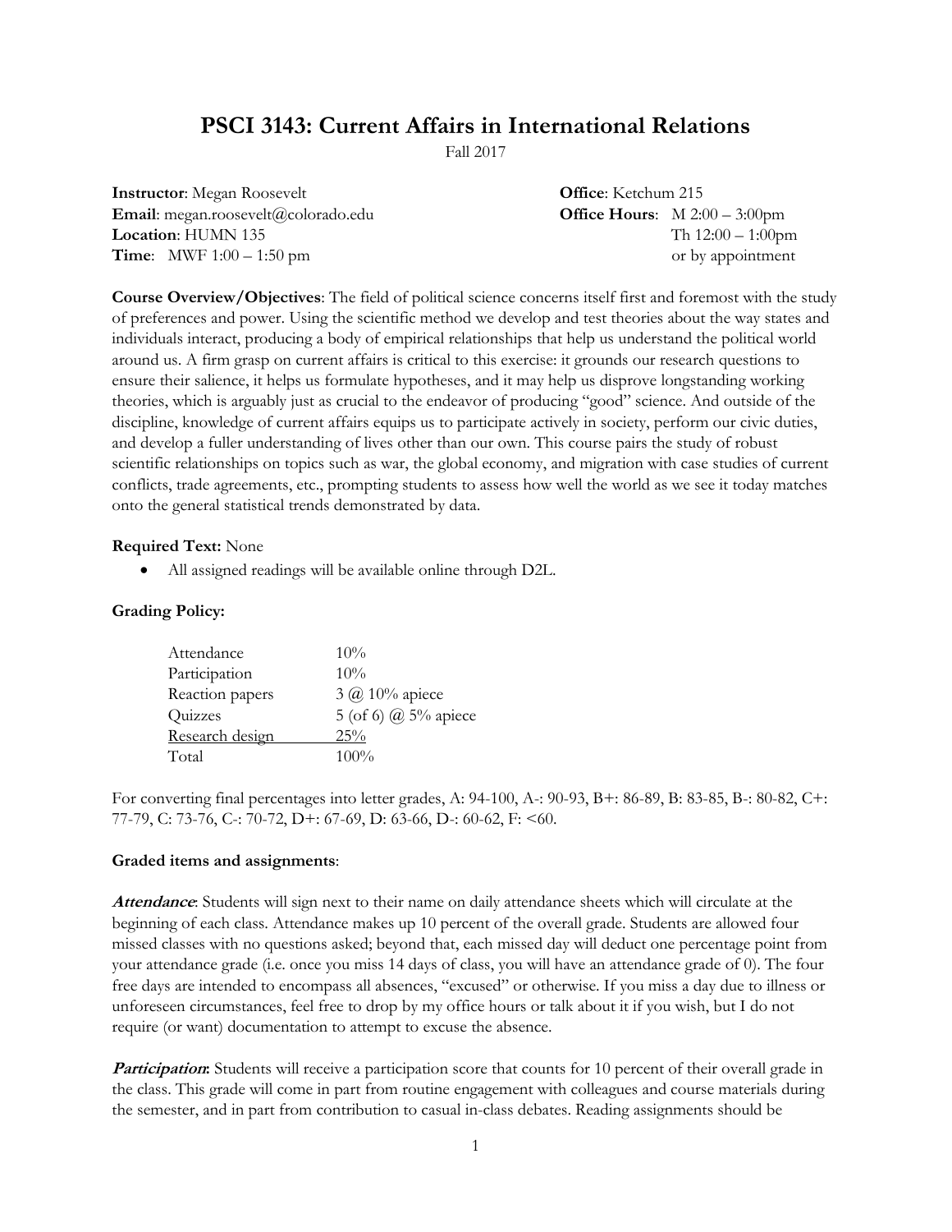# PSCI 3143: Current Affairs in International Relations

Fall 2017

**Instructor**: Megan Roosevelt
**Email**: megan.roosevelt@colorado.edu
**Location**: HUMN 135
**Time**: MWF 1:00 – 1:50 pm

**Office**: Ketchum 215
**Office Hours**: M 2:00 – 3:00pm
Th 12:00 – 1:00pm
or by appointment

**Course Overview/Objectives**: The field of political science concerns itself first and foremost with the study of preferences and power. Using the scientific method we develop and test theories about the way states and individuals interact, producing a body of empirical relationships that help us understand the political world around us. A firm grasp on current affairs is critical to this exercise: it grounds our research questions to ensure their salience, it helps us formulate hypotheses, and it may help us disprove longstanding working theories, which is arguably just as crucial to the endeavor of producing "good" science. And outside of the discipline, knowledge of current affairs equips us to participate actively in society, perform our civic duties, and develop a fuller understanding of lives other than our own. This course pairs the study of robust scientific relationships on topics such as war, the global economy, and migration with case studies of current conflicts, trade agreements, etc., prompting students to assess how well the world as we see it today matches onto the general statistical trends demonstrated by data.

**Required Text:** None

- All assigned readings will be available online through D2L.

**Grading Policy:**

| | |
|---|---|
| Attendance | 10% |
| Participation | 10% |
| Reaction papers | 3 @ 10% apiece |
| Quizzes | 5 (of 6) @ 5% apiece |
| Research design | 25% |
| Total | 100% |

For converting final percentages into letter grades, A: 94-100, A-: 90-93, B+: 86-89, B: 83-85, B-: 80-82, C+: 77-79, C: 73-76, C-: 70-72, D+: 67-69, D: 63-66, D-: 60-62, F: <60.

**Graded items and assignments**:

***Attendance***: Students will sign next to their name on daily attendance sheets which will circulate at the beginning of each class. Attendance makes up 10 percent of the overall grade. Students are allowed four missed classes with no questions asked; beyond that, each missed day will deduct one percentage point from your attendance grade (i.e. once you miss 14 days of class, you will have an attendance grade of 0). The four free days are intended to encompass all absences, "excused" or otherwise. If you miss a day due to illness or unforeseen circumstances, feel free to drop by my office hours or talk about it if you wish, but I do not require (or want) documentation to attempt to excuse the absence.

***Participation***: Students will receive a participation score that counts for 10 percent of their overall grade in the class. This grade will come in part from routine engagement with colleagues and course materials during the semester, and in part from contribution to casual in-class debates. Reading assignments should be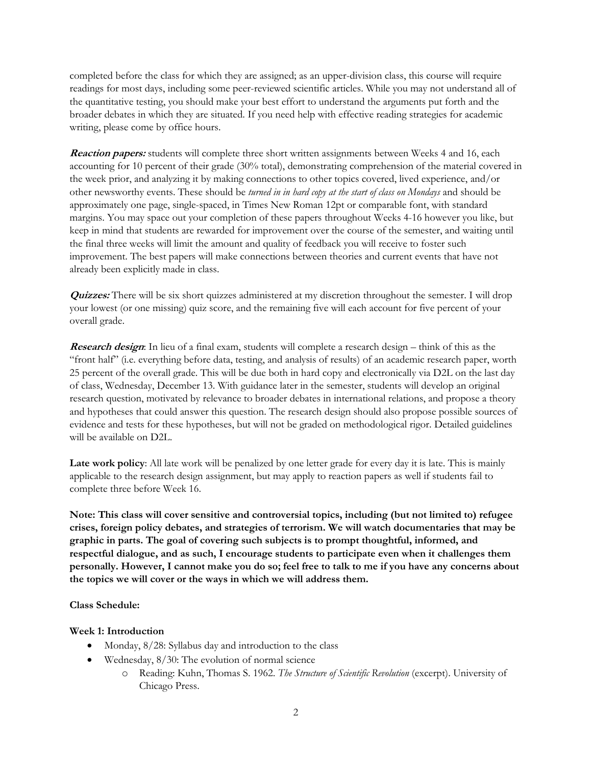completed before the class for which they are assigned; as an upper-division class, this course will require readings for most days, including some peer-reviewed scientific articles. While you may not understand all of the quantitative testing, you should make your best effort to understand the arguments put forth and the broader debates in which they are situated. If you need help with effective reading strategies for academic writing, please come by office hours.

***Reaction papers:*** students will complete three short written assignments between Weeks 4 and 16, each accounting for 10 percent of their grade (30% total), demonstrating comprehension of the material covered in the week prior, and analyzing it by making connections to other topics covered, lived experience, and/or other newsworthy events. These should be *turned in in hard copy at the start of class on Mondays* and should be approximately one page, single-spaced, in Times New Roman 12pt or comparable font, with standard margins. You may space out your completion of these papers throughout Weeks 4-16 however you like, but keep in mind that students are rewarded for improvement over the course of the semester, and waiting until the final three weeks will limit the amount and quality of feedback you will receive to foster such improvement. The best papers will make connections between theories and current events that have not already been explicitly made in class.

***Quizzes:*** There will be six short quizzes administered at my discretion throughout the semester. I will drop your lowest (or one missing) quiz score, and the remaining five will each account for five percent of your overall grade.

***Research design***: In lieu of a final exam, students will complete a research design – think of this as the "front half" (i.e. everything before data, testing, and analysis of results) of an academic research paper, worth 25 percent of the overall grade. This will be due both in hard copy and electronically via D2L on the last day of class, Wednesday, December 13. With guidance later in the semester, students will develop an original research question, motivated by relevance to broader debates in international relations, and propose a theory and hypotheses that could answer this question. The research design should also propose possible sources of evidence and tests for these hypotheses, but will not be graded on methodological rigor. Detailed guidelines will be available on D2L.

**Late work policy**: All late work will be penalized by one letter grade for every day it is late. This is mainly applicable to the research design assignment, but may apply to reaction papers as well if students fail to complete three before Week 16.

**Note: This class will cover sensitive and controversial topics, including (but not limited to) refugee crises, foreign policy debates, and strategies of terrorism. We will watch documentaries that may be graphic in parts. The goal of covering such subjects is to prompt thoughtful, informed, and respectful dialogue, and as such, I encourage students to participate even when it challenges them personally. However, I cannot make you do so; feel free to talk to me if you have any concerns about the topics we will cover or the ways in which we will address them.**

**Class Schedule:**

**Week 1: Introduction**

- Monday, 8/28: Syllabus day and introduction to the class
- Wednesday, 8/30: The evolution of normal science
    - Reading: Kuhn, Thomas S. 1962. *The Structure of Scientific Revolution* (excerpt). University of Chicago Press.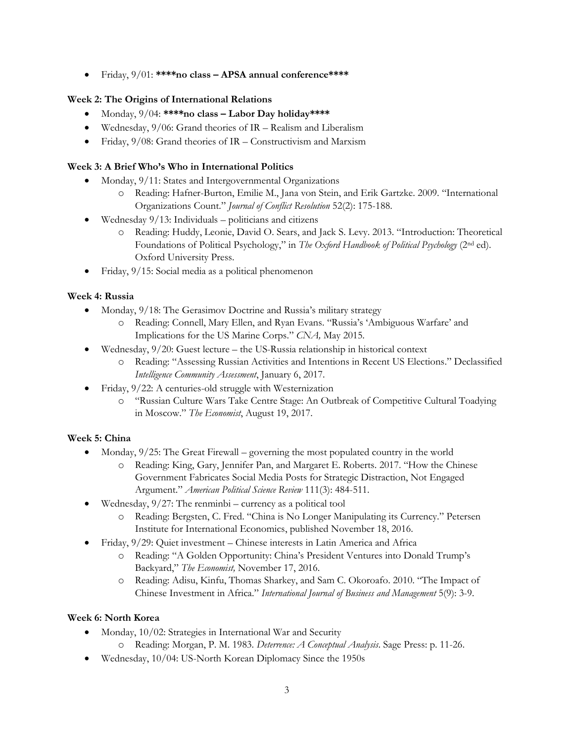- Friday, 9/01: **\*\*\*\*no class – APSA annual conference\*\*\*\***

**Week 2: The Origins of International Relations**

- Monday, 9/04: **\*\*\*\*no class – Labor Day holiday\*\*\*\***
- Wednesday, 9/06: Grand theories of IR – Realism and Liberalism
- Friday, 9/08: Grand theories of IR – Constructivism and Marxism

**Week 3: A Brief Who's Who in International Politics**

- Monday, 9/11: States and Intergovernmental Organizations
  - Reading: Hafner-Burton, Emilie M., Jana von Stein, and Erik Gartzke. 2009. "International Organizations Count." *Journal of Conflict Resolution* 52(2): 175-188.
- Wednesday 9/13: Individuals – politicians and citizens
  - Reading: Huddy, Leonie, David O. Sears, and Jack S. Levy. 2013. "Introduction: Theoretical Foundations of Political Psychology," in *The Oxford Handbook of Political Psychology* (2nd ed). Oxford University Press.
- Friday, 9/15: Social media as a political phenomenon

**Week 4: Russia**

- Monday, 9/18: The Gerasimov Doctrine and Russia's military strategy
  - Reading: Connell, Mary Ellen, and Ryan Evans. "Russia's 'Ambiguous Warfare' and Implications for the US Marine Corps." *CNA,* May 2015.
- Wednesday, 9/20: Guest lecture – the US-Russia relationship in historical context
  - Reading: "Assessing Russian Activities and Intentions in Recent US Elections." Declassified *Intelligence Community Assessment*, January 6, 2017.
- Friday, 9/22: A centuries-old struggle with Westernization
  - "Russian Culture Wars Take Centre Stage: An Outbreak of Competitive Cultural Toadying in Moscow." *The Economist*, August 19, 2017.

**Week 5: China**

- Monday, 9/25: The Great Firewall – governing the most populated country in the world
  - Reading: King, Gary, Jennifer Pan, and Margaret E. Roberts. 2017. "How the Chinese Government Fabricates Social Media Posts for Strategic Distraction, Not Engaged Argument." *American Political Science Review* 111(3): 484-511.
- Wednesday, 9/27: The renminbi – currency as a political tool
  - Reading: Bergsten, C. Fred. "China is No Longer Manipulating its Currency." Petersen Institute for International Economics, published November 18, 2016.
- Friday, 9/29: Quiet investment – Chinese interests in Latin America and Africa
  - Reading: "A Golden Opportunity: China's President Ventures into Donald Trump's Backyard," *The Economist,* November 17, 2016.
  - Reading: Adisu, Kinfu, Thomas Sharkey, and Sam C. Okoroafo. 2010. "The Impact of Chinese Investment in Africa." *International Journal of Business and Management* 5(9): 3-9.

**Week 6: North Korea**

- Monday, 10/02: Strategies in International War and Security
  - Reading: Morgan, P. M. 1983. *Deterrence: A Conceptual Analysis*. Sage Press: p. 11-26.
- Wednesday, 10/04: US-North Korean Diplomacy Since the 1950s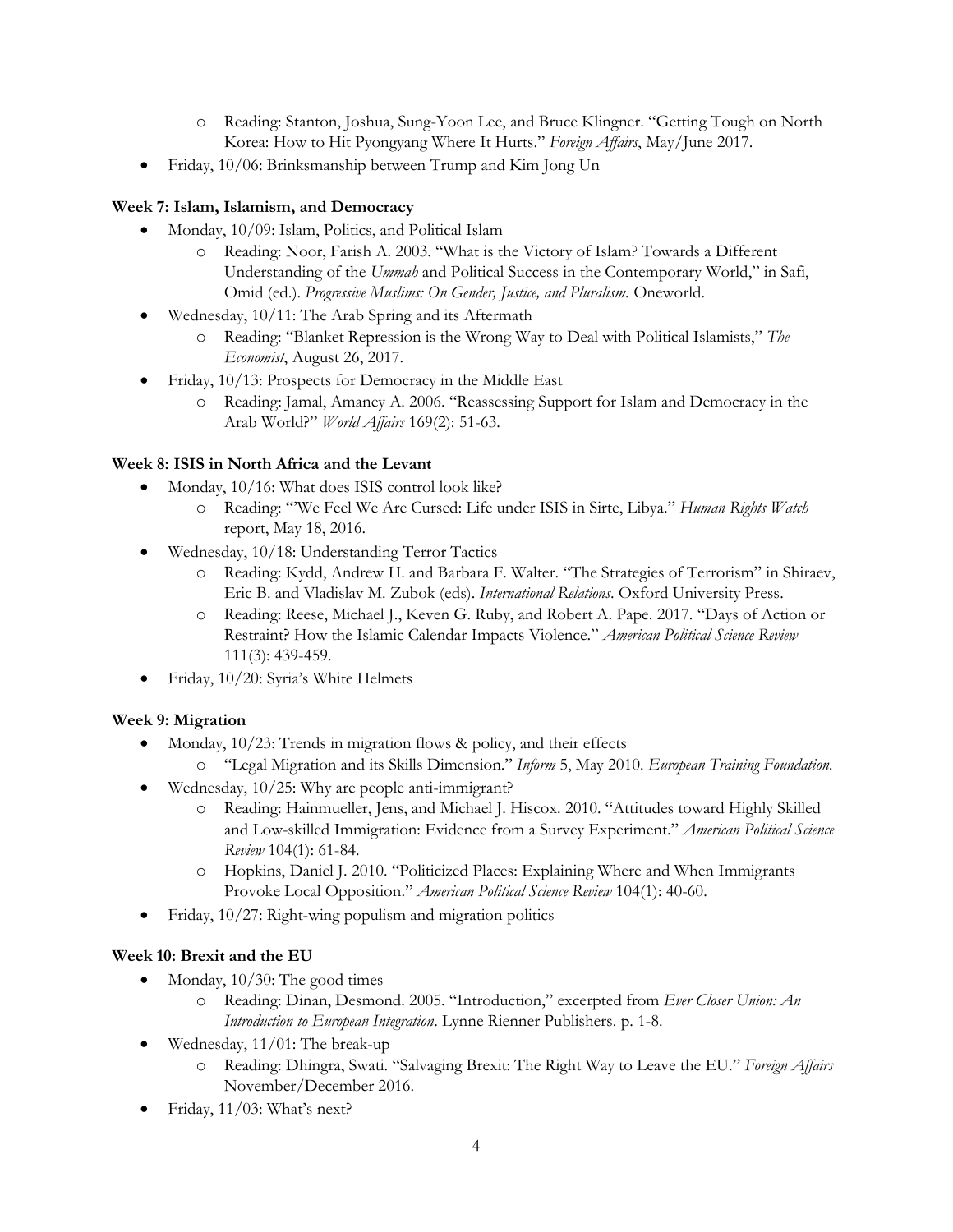- Reading: Stanton, Joshua, Sung-Yoon Lee, and Bruce Klingner. "Getting Tough on North Korea: How to Hit Pyongyang Where It Hurts." *Foreign Affairs*, May/June 2017.
- Friday, 10/06: Brinksmanship between Trump and Kim Jong Un

**Week 7: Islam, Islamism, and Democracy**

- Monday, 10/09: Islam, Politics, and Political Islam
    - Reading: Noor, Farish A. 2003. "What is the Victory of Islam? Towards a Different Understanding of the *Ummah* and Political Success in the Contemporary World," in Safi, Omid (ed.). *Progressive Muslims: On Gender, Justice, and Pluralism.* Oneworld.
- Wednesday, 10/11: The Arab Spring and its Aftermath
    - Reading: "Blanket Repression is the Wrong Way to Deal with Political Islamists," *The Economist*, August 26, 2017.
- Friday, 10/13: Prospects for Democracy in the Middle East
    - Reading: Jamal, Amaney A. 2006. "Reassessing Support for Islam and Democracy in the Arab World?" *World Affairs* 169(2): 51-63.

**Week 8: ISIS in North Africa and the Levant**

- Monday, 10/16: What does ISIS control look like?
    - Reading: "'We Feel We Are Cursed: Life under ISIS in Sirte, Libya." *Human Rights Watch* report, May 18, 2016.
- Wednesday, 10/18: Understanding Terror Tactics
    - Reading: Kydd, Andrew H. and Barbara F. Walter. "The Strategies of Terrorism" in Shiraev, Eric B. and Vladislav M. Zubok (eds). *International Relations.* Oxford University Press.
    - Reading: Reese, Michael J., Keven G. Ruby, and Robert A. Pape. 2017. "Days of Action or Restraint? How the Islamic Calendar Impacts Violence." *American Political Science Review* 111(3): 439-459.
- Friday, 10/20: Syria's White Helmets

**Week 9: Migration**

- Monday, 10/23: Trends in migration flows & policy, and their effects
    - "Legal Migration and its Skills Dimension." *Inform* 5, May 2010. *European Training Foundation.*
- Wednesday, 10/25: Why are people anti-immigrant?
    - Reading: Hainmueller, Jens, and Michael J. Hiscox. 2010. "Attitudes toward Highly Skilled and Low-skilled Immigration: Evidence from a Survey Experiment." *American Political Science Review* 104(1): 61-84.
    - Hopkins, Daniel J. 2010. "Politicized Places: Explaining Where and When Immigrants Provoke Local Opposition." *American Political Science Review* 104(1): 40-60.
- Friday, 10/27: Right-wing populism and migration politics

**Week 10: Brexit and the EU**

- Monday, 10/30: The good times
    - Reading: Dinan, Desmond. 2005. "Introduction," excerpted from *Ever Closer Union: An Introduction to European Integration*. Lynne Rienner Publishers. p. 1-8.
- Wednesday, 11/01: The break-up
    - Reading: Dhingra, Swati. "Salvaging Brexit: The Right Way to Leave the EU." *Foreign Affairs* November/December 2016.
- Friday, 11/03: What's next?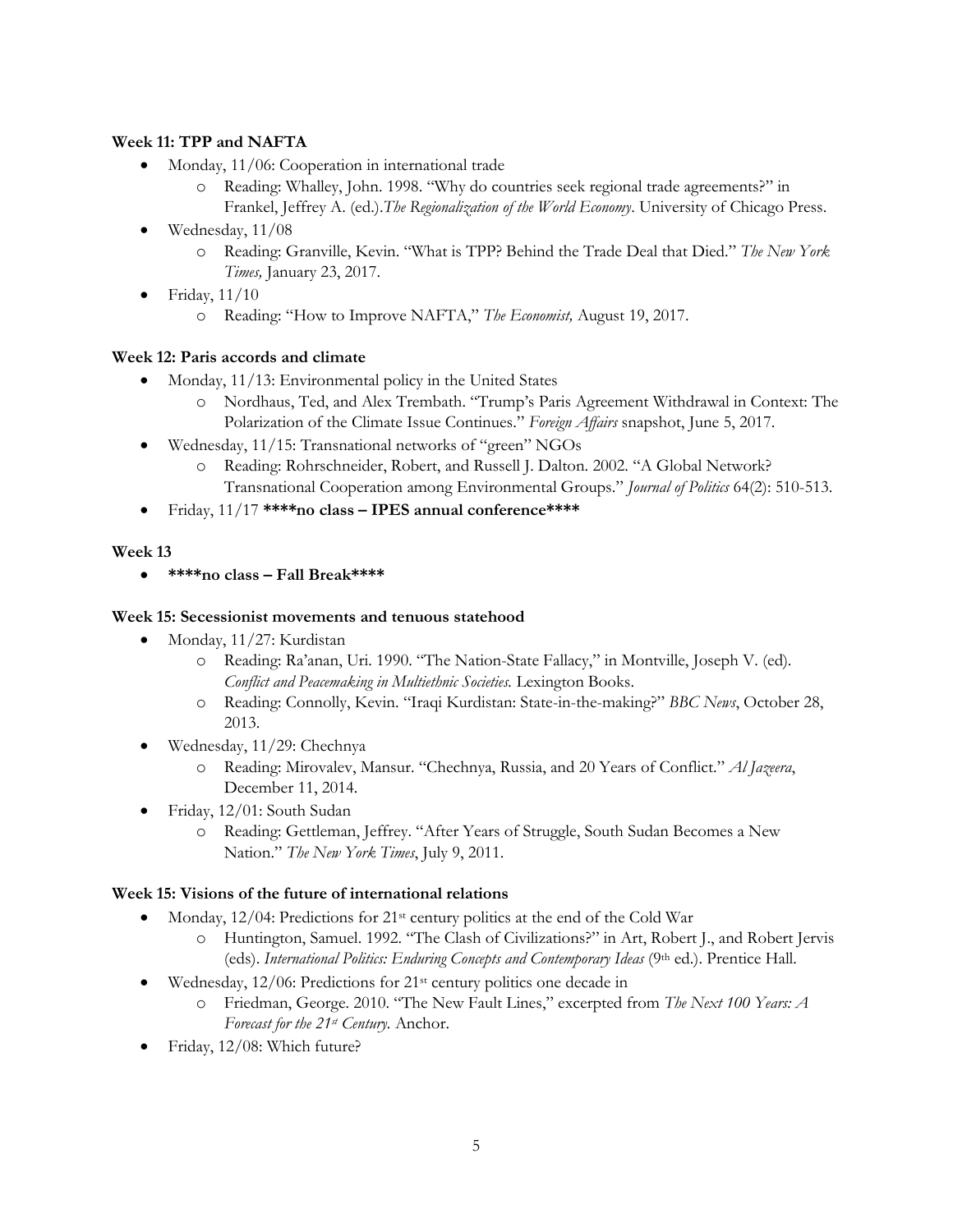**Week 11: TPP and NAFTA**

- Monday, 11/06: Cooperation in international trade
    - Reading: Whalley, John. 1998. "Why do countries seek regional trade agreements?" in Frankel, Jeffrey A. (ed.).*The Regionalization of the World Economy*. University of Chicago Press.
- Wednesday, 11/08
    - Reading: Granville, Kevin. "What is TPP? Behind the Trade Deal that Died." *The New York Times,* January 23, 2017.
- Friday, 11/10
    - Reading: "How to Improve NAFTA," *The Economist,* August 19, 2017.

**Week 12: Paris accords and climate**

- Monday, 11/13: Environmental policy in the United States
    - Nordhaus, Ted, and Alex Trembath. "Trump's Paris Agreement Withdrawal in Context: The Polarization of the Climate Issue Continues." *Foreign Affairs* snapshot, June 5, 2017.
- Wednesday, 11/15: Transnational networks of "green" NGOs
    - Reading: Rohrschneider, Robert, and Russell J. Dalton. 2002. "A Global Network? Transnational Cooperation among Environmental Groups." *Journal of Politics* 64(2): 510-513.
- Friday, 11/17 **\*\*\*\*no class – IPES annual conference\*\*\*\***

**Week 13**

- **\*\*\*\*no class – Fall Break\*\*\*\***

**Week 15: Secessionist movements and tenuous statehood**

- Monday, 11/27: Kurdistan
    - Reading: Ra'anan, Uri. 1990. "The Nation-State Fallacy," in Montville, Joseph V. (ed). *Conflict and Peacemaking in Multiethnic Societies.* Lexington Books.
    - Reading: Connolly, Kevin. "Iraqi Kurdistan: State-in-the-making?" *BBC News*, October 28, 2013.
- Wednesday, 11/29: Chechnya
    - Reading: Mirovalev, Mansur. "Chechnya, Russia, and 20 Years of Conflict." *Al Jazeera*, December 11, 2014.
- Friday, 12/01: South Sudan
    - Reading: Gettleman, Jeffrey. "After Years of Struggle, South Sudan Becomes a New Nation." *The New York Times*, July 9, 2011.

**Week 15: Visions of the future of international relations**

- Monday, 12/04: Predictions for 21st century politics at the end of the Cold War
    - Huntington, Samuel. 1992. "The Clash of Civilizations?" in Art, Robert J., and Robert Jervis (eds). *International Politics: Enduring Concepts and Contemporary Ideas* (9th ed.). Prentice Hall.
- Wednesday, 12/06: Predictions for 21st century politics one decade in
    - Friedman, George. 2010. "The New Fault Lines," excerpted from *The Next 100 Years: A Forecast for the 21st Century.* Anchor.
- Friday, 12/08: Which future?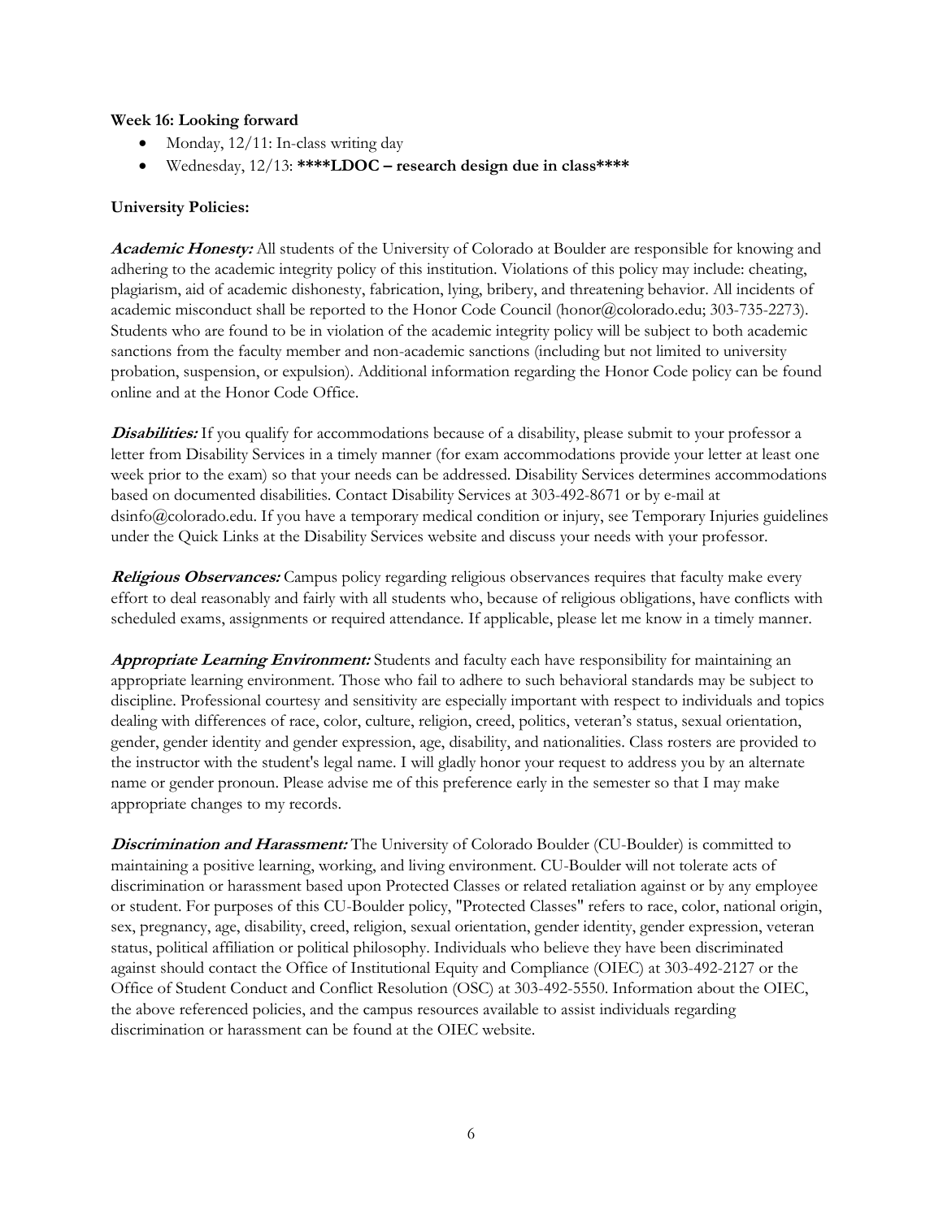**Week 16: Looking forward**

- Monday, 12/11: In-class writing day
- Wednesday, 12/13: **\*\*\*\*LDOC – research design due in class\*\*\*\***

**University Policies:**

***Academic Honesty:*** All students of the University of Colorado at Boulder are responsible for knowing and adhering to the academic integrity policy of this institution. Violations of this policy may include: cheating, plagiarism, aid of academic dishonesty, fabrication, lying, bribery, and threatening behavior. All incidents of academic misconduct shall be reported to the Honor Code Council (honor@colorado.edu; 303-735-2273). Students who are found to be in violation of the academic integrity policy will be subject to both academic sanctions from the faculty member and non-academic sanctions (including but not limited to university probation, suspension, or expulsion). Additional information regarding the Honor Code policy can be found online and at the Honor Code Office.

***Disabilities:*** If you qualify for accommodations because of a disability, please submit to your professor a letter from Disability Services in a timely manner (for exam accommodations provide your letter at least one week prior to the exam) so that your needs can be addressed. Disability Services determines accommodations based on documented disabilities. Contact Disability Services at 303-492-8671 or by e-mail at dsinfo@colorado.edu. If you have a temporary medical condition or injury, see Temporary Injuries guidelines under the Quick Links at the Disability Services website and discuss your needs with your professor.

***Religious Observances:*** Campus policy regarding religious observances requires that faculty make every effort to deal reasonably and fairly with all students who, because of religious obligations, have conflicts with scheduled exams, assignments or required attendance. If applicable, please let me know in a timely manner.

***Appropriate Learning Environment:*** Students and faculty each have responsibility for maintaining an appropriate learning environment. Those who fail to adhere to such behavioral standards may be subject to discipline. Professional courtesy and sensitivity are especially important with respect to individuals and topics dealing with differences of race, color, culture, religion, creed, politics, veteran's status, sexual orientation, gender, gender identity and gender expression, age, disability, and nationalities. Class rosters are provided to the instructor with the student's legal name. I will gladly honor your request to address you by an alternate name or gender pronoun. Please advise me of this preference early in the semester so that I may make appropriate changes to my records.

***Discrimination and Harassment:*** The University of Colorado Boulder (CU-Boulder) is committed to maintaining a positive learning, working, and living environment. CU-Boulder will not tolerate acts of discrimination or harassment based upon Protected Classes or related retaliation against or by any employee or student. For purposes of this CU-Boulder policy, "Protected Classes" refers to race, color, national origin, sex, pregnancy, age, disability, creed, religion, sexual orientation, gender identity, gender expression, veteran status, political affiliation or political philosophy. Individuals who believe they have been discriminated against should contact the Office of Institutional Equity and Compliance (OIEC) at 303-492-2127 or the Office of Student Conduct and Conflict Resolution (OSC) at 303-492-5550. Information about the OIEC, the above referenced policies, and the campus resources available to assist individuals regarding discrimination or harassment can be found at the OIEC website.